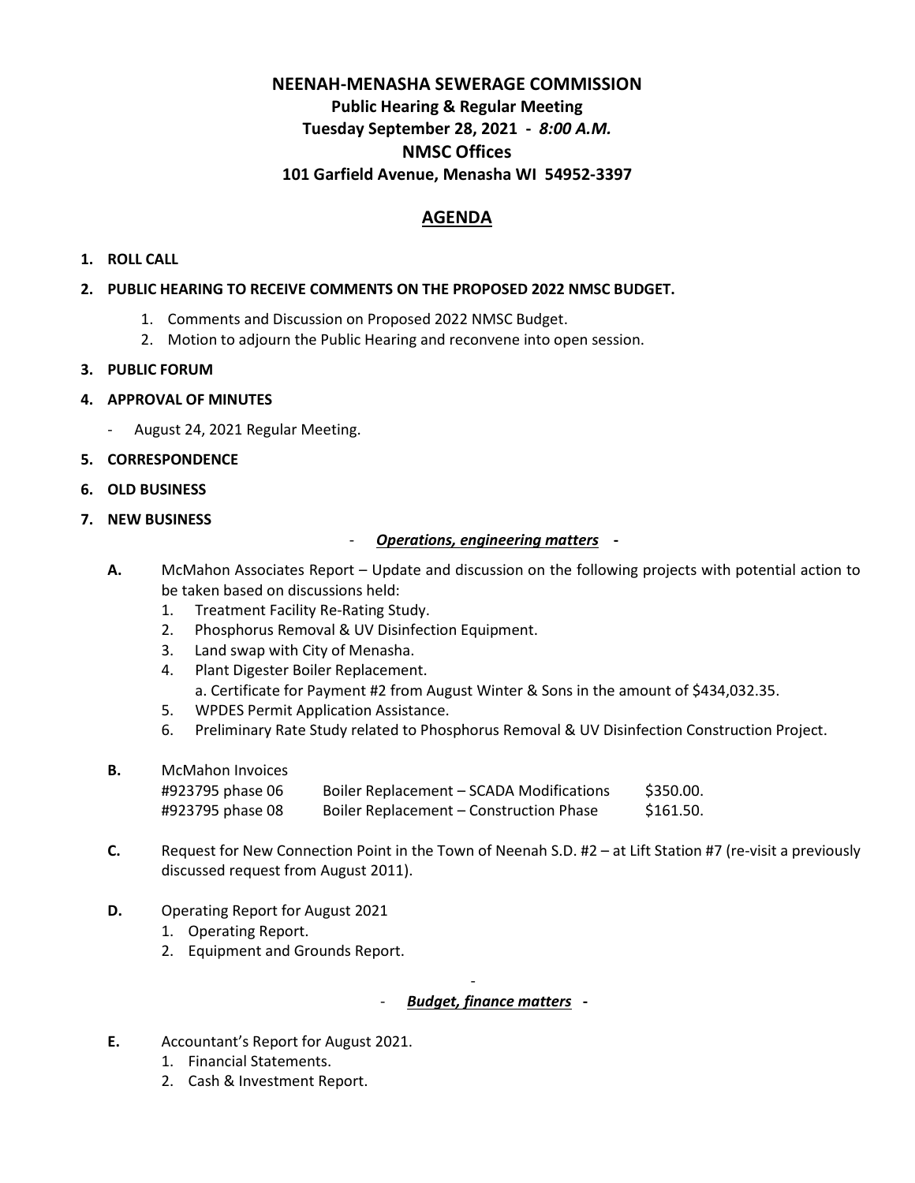# NEENAH-MENASHA SEWERAGE COMMISSION

## Public Hearing & Regular Meeting

## Tuesday September 28, 2021 - *8:00 A.M.*

## NMSC Offices

## 101 Garfield Avenue, Menasha WI 54952-3397

## <u>AGENDA</u>

1. **ROLL CALL**

2. **PUBLIC HEARING TO RECEIVE COMMENTS ON THE PROPOSED 2022 NMSC BUDGET.**
   1. Comments and Discussion on Proposed 2022 NMSC Budget.
   2. Motion to adjourn the Public Hearing and reconvene into open session.

3. **PUBLIC FORUM**

4. **APPROVAL OF MINUTES**
   - August 24, 2021 Regular Meeting.

5. **CORRESPONDENCE**

6. **OLD BUSINESS**

7. **NEW BUSINESS**

- ***<u>Operations, engineering matters</u>*** **-**

**A.** McMahon Associates Report – Update and discussion on the following projects with potential action to be taken based on discussions held:
1. Treatment Facility Re-Rating Study.
2. Phosphorus Removal & UV Disinfection Equipment.
3. Land swap with City of Menasha.
4. Plant Digester Boiler Replacement.
   a. Certificate for Payment #2 from August Winter & Sons in the amount of $434,032.35.
5. WPDES Permit Application Assistance.
6. Preliminary Rate Study related to Phosphorus Removal & UV Disinfection Construction Project.

**B.** McMahon Invoices

| | | |
|---|---|---|
| #923795 phase 06 | Boiler Replacement – SCADA Modifications | $350.00. |
| #923795 phase 08 | Boiler Replacement – Construction Phase | $161.50. |

**C.** Request for New Connection Point in the Town of Neenah S.D. #2 – at Lift Station #7 (re-visit a previously discussed request from August 2011).

**D.** Operating Report for August 2021
1. Operating Report.
2. Equipment and Grounds Report.

-

- ***<u>Budget, finance matters</u>*** **-**

**E.** Accountant's Report for August 2021.
1. Financial Statements.
2. Cash & Investment Report.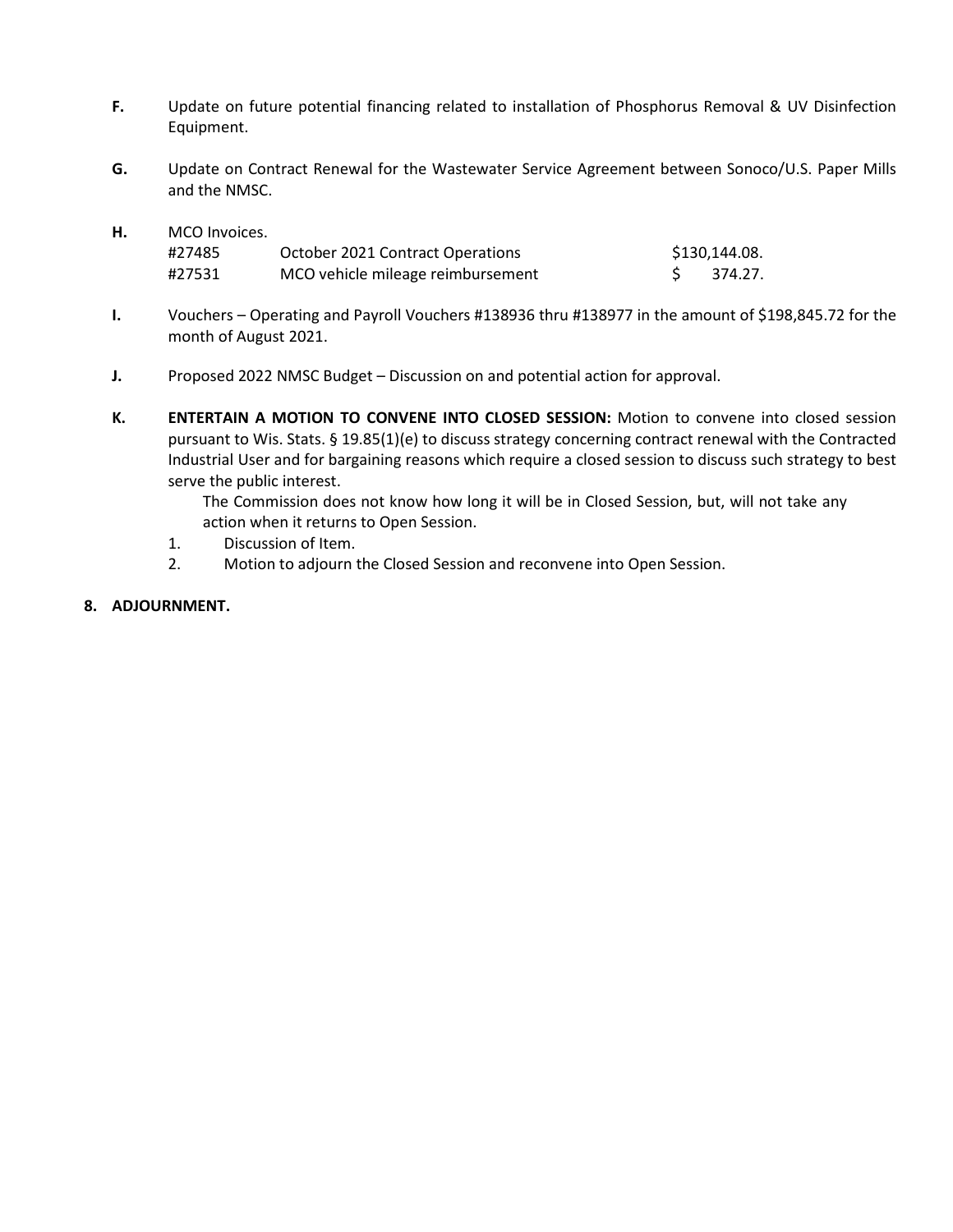**F.** Update on future potential financing related to installation of Phosphorus Removal & UV Disinfection Equipment.

**G.** Update on Contract Renewal for the Wastewater Service Agreement between Sonoco/U.S. Paper Mills and the NMSC.

**H.** MCO Invoices.

| | | |
|---|---|---|
| #27485 | October 2021 Contract Operations | $130,144.08. |
| #27531 | MCO vehicle mileage reimbursement | $ 374.27. |

**I.** Vouchers – Operating and Payroll Vouchers #138936 thru #138977 in the amount of $198,845.72 for the month of August 2021.

**J.** Proposed 2022 NMSC Budget – Discussion on and potential action for approval.

**K.** **ENTERTAIN A MOTION TO CONVENE INTO CLOSED SESSION:** Motion to convene into closed session pursuant to Wis. Stats. § 19.85(1)(e) to discuss strategy concerning contract renewal with the Contracted Industrial User and for bargaining reasons which require a closed session to discuss such strategy to best serve the public interest.

The Commission does not know how long it will be in Closed Session, but, will not take any action when it returns to Open Session.

1. Discussion of Item.
2. Motion to adjourn the Closed Session and reconvene into Open Session.

**8. ADJOURNMENT.**